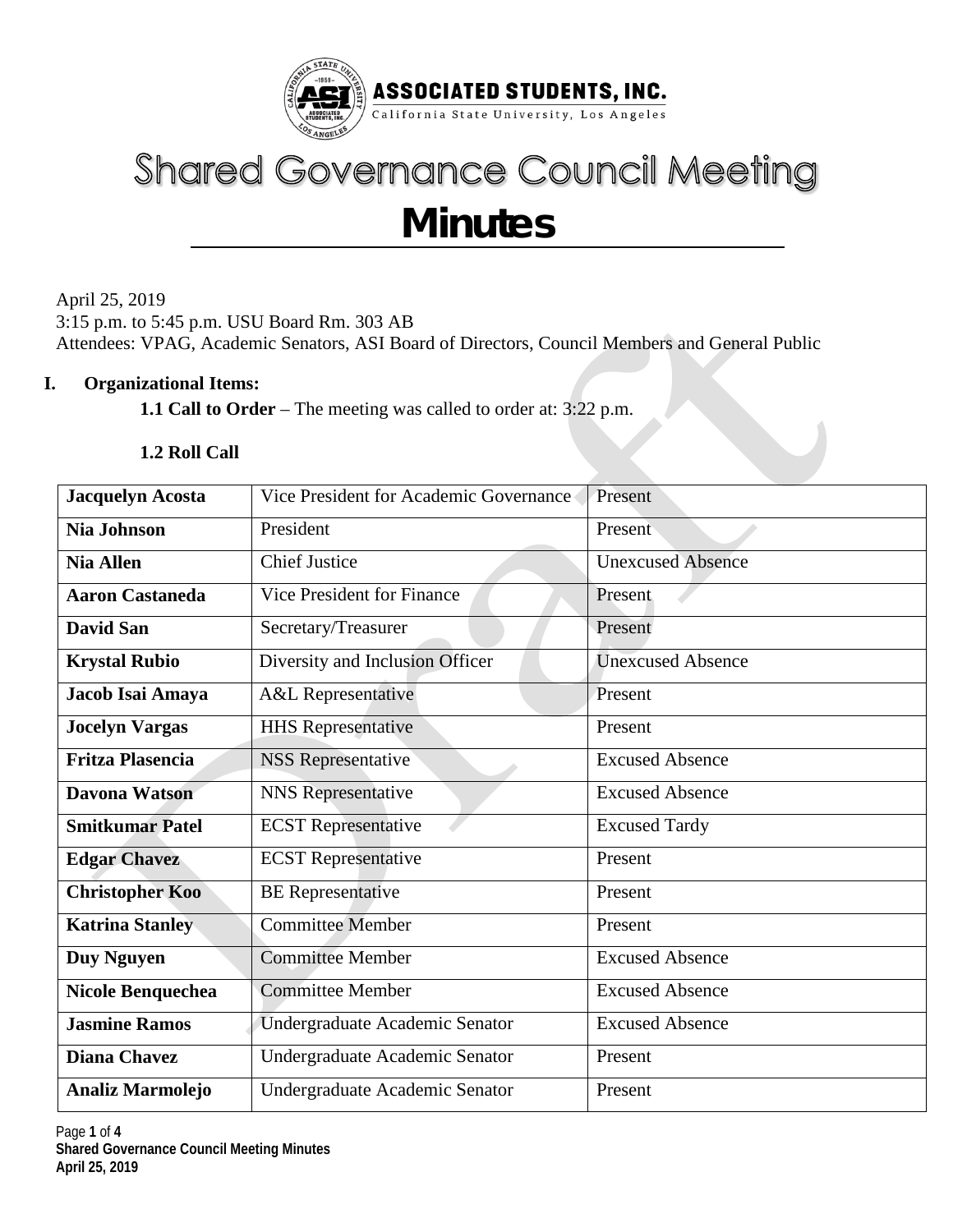ASSOCIATED STUDENTS, INC.
California State University, Los Angeles

# Shared Governance Council Meeting

# Minutes

April 25, 2019
3:15 p.m. to 5:45 p.m. USU Board Rm. 303 AB
Attendees: VPAG, Academic Senators, ASI Board of Directors, Council Members and General Public

## I. Organizational Items:

**1.1 Call to Order** – The meeting was called to order at: 3:22 p.m.

**1.2 Roll Call**

| | | |
|---|---|---|
| **Jacquelyn Acosta** | Vice President for Academic Governance | Present |
| **Nia Johnson** | President | Present |
| **Nia Allen** | Chief Justice | Unexcused Absence |
| **Aaron Castaneda** | Vice President for Finance | Present |
| **David San** | Secretary/Treasurer | Present |
| **Krystal Rubio** | Diversity and Inclusion Officer | Unexcused Absence |
| **Jacob Isai Amaya** | A&L Representative | Present |
| **Jocelyn Vargas** | HHS Representative | Present |
| **Fritza Plasencia** | NSS Representative | Excused Absence |
| **Davona Watson** | NNS Representative | Excused Absence |
| **Smitkumar Patel** | ECST Representative | Excused Tardy |
| **Edgar Chavez** | ECST Representative | Present |
| **Christopher Koo** | BE Representative | Present |
| **Katrina Stanley** | Committee Member | Present |
| **Duy Nguyen** | Committee Member | Excused Absence |
| **Nicole Benquechea** | Committee Member | Excused Absence |
| **Jasmine Ramos** | Undergraduate Academic Senator | Excused Absence |
| **Diana Chavez** | Undergraduate Academic Senator | Present |
| **Analiz Marmolejo** | Undergraduate Academic Senator | Present |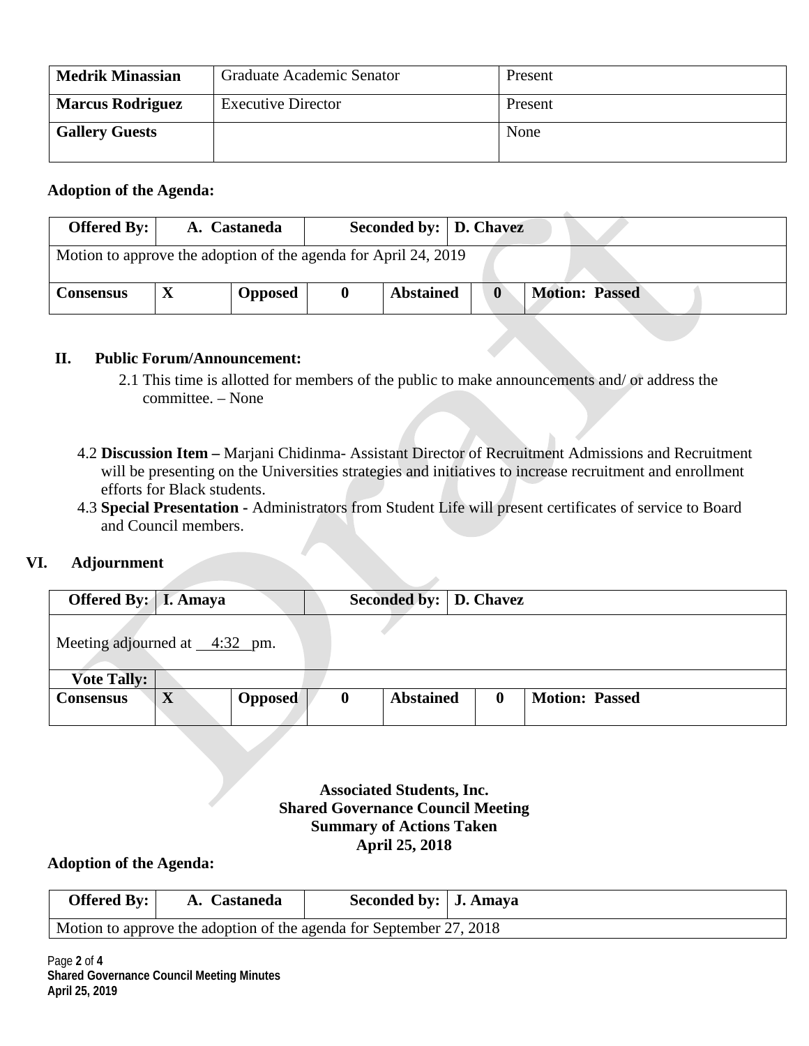| | | |
|---|---|---|
| **Medrik Minassian** | Graduate Academic Senator | Present |
| **Marcus Rodriguez** | Executive Director | Present |
| **Gallery Guests** | | None |

**Adoption of the Agenda:**

| **Offered By:** | **A. Castaneda** | | **Seconded by:** | **D. Chavez** | | |
|---|---|---|---|---|---|---|
| Motion to approve the adoption of the agenda for April 24, 2019 | | | | | | |
| **Consensus** | **X** | **Opposed** | **0** | **Abstained** | **0** | **Motion: Passed** |

**II. Public Forum/Announcement:**

2.1 This time is allotted for members of the public to make announcements and/ or address the committee. – None

4.2 **Discussion Item –** Marjani Chidinma- Assistant Director of Recruitment Admissions and Recruitment will be presenting on the Universities strategies and initiatives to increase recruitment and enrollment efforts for Black students.

4.3 **Special Presentation -** Administrators from Student Life will present certificates of service to Board and Council members.

**VI. Adjournment**

| **Offered By:** | **I. Amaya** | | **Seconded by:** | **D. Chavez** | | |
|---|---|---|---|---|---|---|
| Meeting adjourned at 4:32 pm. | | | | | | |
| **Vote Tally:** | | | | | | |
| **Consensus** | **X** | **Opposed** | **0** | **Abstained** | **0** | **Motion: Passed** |

**Associated Students, Inc.**
**Shared Governance Council Meeting**
**Summary of Actions Taken**
**April 25, 2018**

**Adoption of the Agenda:**

| **Offered By:** | **A. Castaneda** | **Seconded by:** | **J. Amaya** |
|---|---|---|---|
| Motion to approve the adoption of the agenda for September 27, 2018 | | | |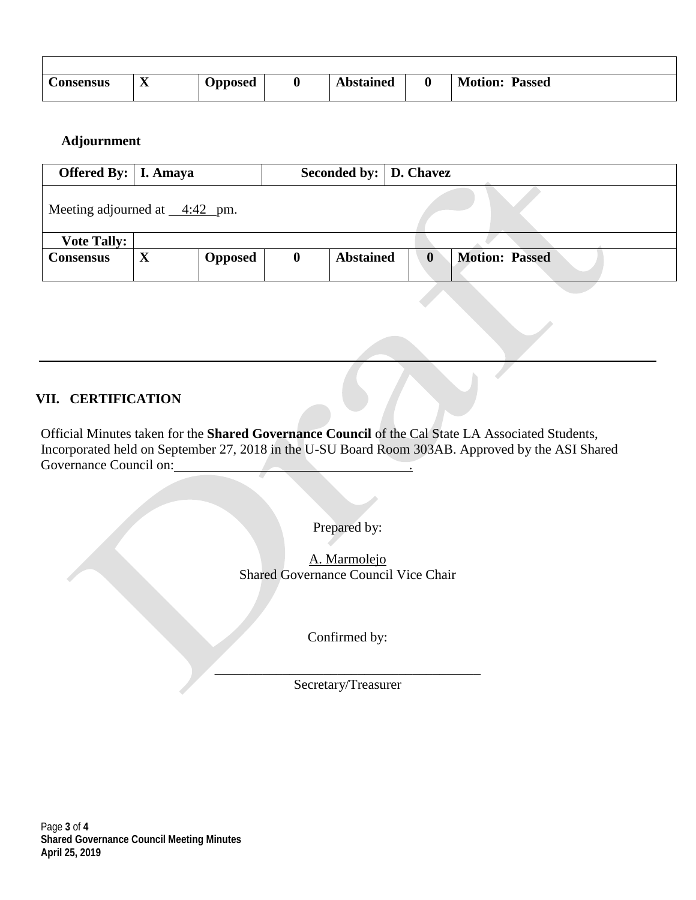| | | | | | | |
|---|---|---|---|---|---|---|
| **Consensus** | **X** | **Opposed** | **0** | **Abstained** | **0** | **Motion: Passed** |

**Adjournment**

| **Offered By:** | **I. Amaya** | | **Seconded by:** | **D. Chavez** | | |
|---|---|---|---|---|---|---|
| Meeting adjourned at 4:42 pm. | | | | | | |
| **Vote Tally:** | | | | | | |
| **Consensus** | **X** | **Opposed** | **0** | **Abstained** | **0** | **Motion: Passed** |

---

## VII. CERTIFICATION

Official Minutes taken for the **Shared Governance Council** of the Cal State LA Associated Students, Incorporated held on September 27, 2018 in the U-SU Board Room 303AB. Approved by the ASI Shared Governance Council on:\_\_\_\_\_\_\_\_\_\_\_\_\_\_\_\_\_\_\_\_\_\_\_\_\_\_\_\_\_\_\_\_\_\_\_\_.

Prepared by:

A. Marmolejo
Shared Governance Council Vice Chair

Confirmed by:

\_\_\_\_\_\_\_\_\_\_\_\_\_\_\_\_\_\_\_\_\_\_\_\_\_\_\_\_\_\_\_\_\_\_\_\_\_\_\_\_
Secretary/Treasurer